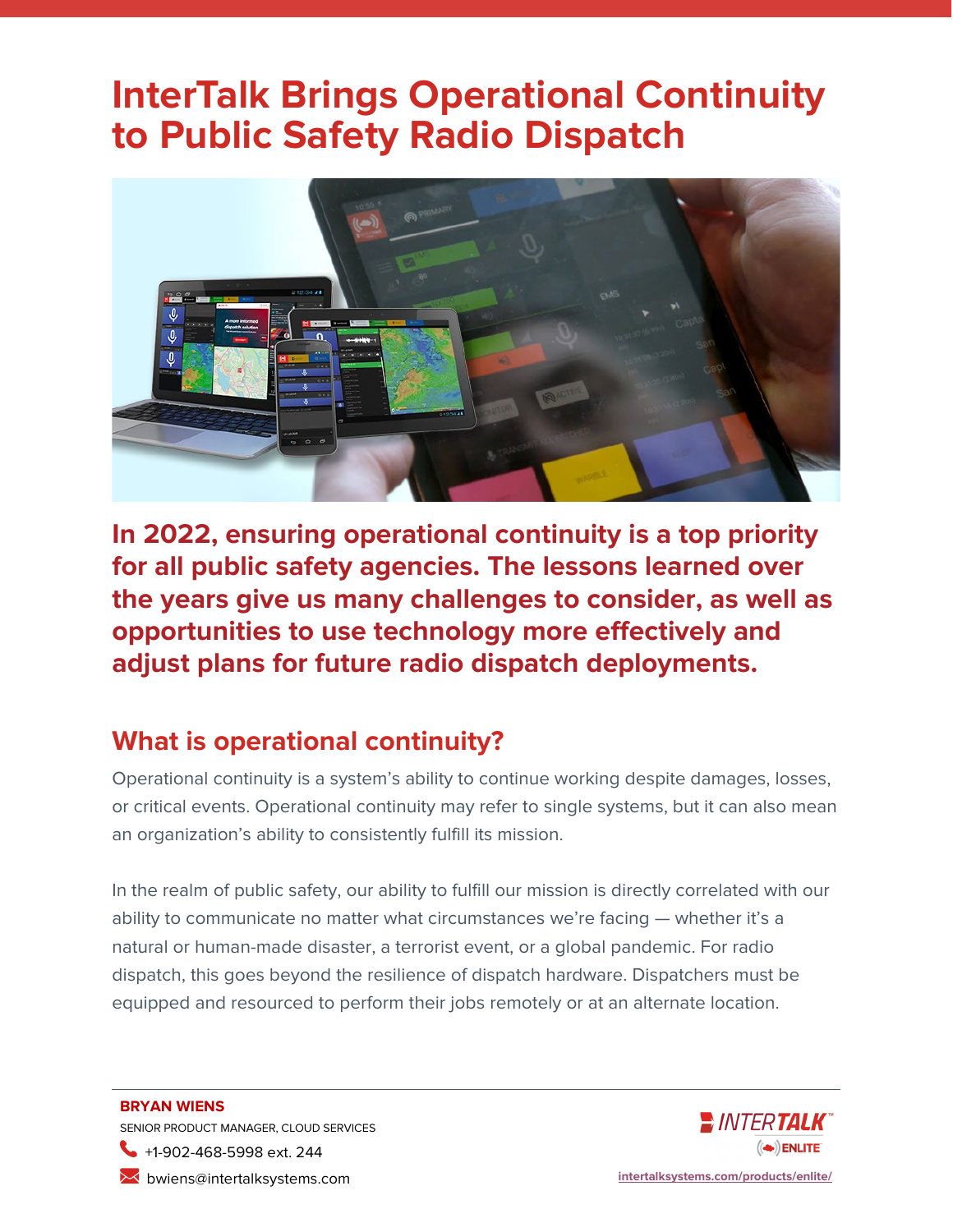# InterTalk Brings Operational Continuity to Public Safety Radio Dispatch

**In 2022, ensuring operational continuity is a top priority for all public safety agencies. The lessons learned over the years give us many challenges to consider, as well as opportunities to use technology more effectively and adjust plans for future radio dispatch deployments.**

## What is operational continuity?

Operational continuity is a system's ability to continue working despite damages, losses, or critical events. Operational continuity may refer to single systems, but it can also mean an organization's ability to consistently fulfill its mission.

In the realm of public safety, our ability to fulfill our mission is directly correlated with our ability to communicate no matter what circumstances we're facing — whether it's a natural or human-made disaster, a terrorist event, or a global pandemic. For radio dispatch, this goes beyond the resilience of dispatch hardware. Dispatchers must be equipped and resourced to perform their jobs remotely or at an alternate location.

---

**BRYAN WIENS**
SENIOR PRODUCT MANAGER, CLOUD SERVICES
+1-902-468-5998 ext. 244
bwiens@intertalksystems.com

INTERTALK™ ENLITE
intertalksystems.com/products/enlite/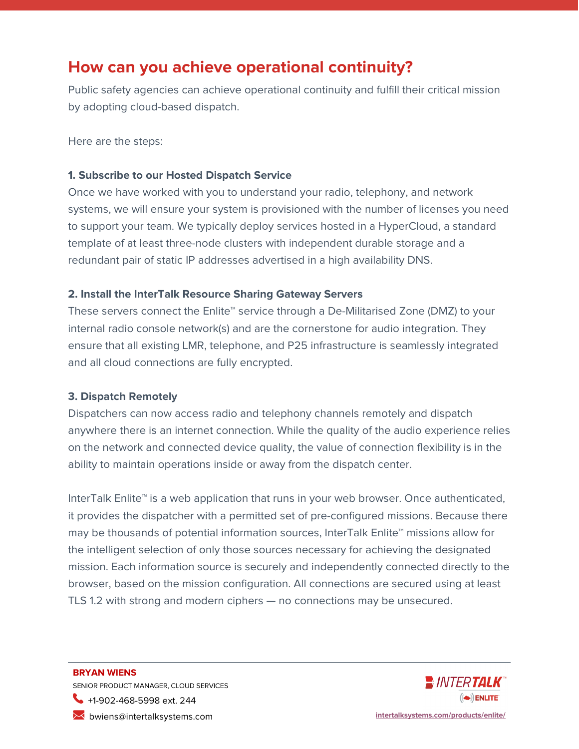## How can you achieve operational continuity?

Public safety agencies can achieve operational continuity and fulfill their critical mission by adopting cloud-based dispatch.

Here are the steps:

**1. Subscribe to our Hosted Dispatch Service**

Once we have worked with you to understand your radio, telephony, and network systems, we will ensure your system is provisioned with the number of licenses you need to support your team. We typically deploy services hosted in a HyperCloud, a standard template of at least three-node clusters with independent durable storage and a redundant pair of static IP addresses advertised in a high availability DNS.

**2. Install the InterTalk Resource Sharing Gateway Servers**

These servers connect the Enlite™ service through a De-Militarised Zone (DMZ) to your internal radio console network(s) and are the cornerstone for audio integration. They ensure that all existing LMR, telephone, and P25 infrastructure is seamlessly integrated and all cloud connections are fully encrypted.

**3. Dispatch Remotely**

Dispatchers can now access radio and telephony channels remotely and dispatch anywhere there is an internet connection. While the quality of the audio experience relies on the network and connected device quality, the value of connection flexibility is in the ability to maintain operations inside or away from the dispatch center.

InterTalk Enlite™ is a web application that runs in your web browser. Once authenticated, it provides the dispatcher with a permitted set of pre-configured missions. Because there may be thousands of potential information sources, InterTalk Enlite™ missions allow for the intelligent selection of only those sources necessary for achieving the designated mission. Each information source is securely and independently connected directly to the browser, based on the mission configuration. All connections are secured using at least TLS 1.2 with strong and modern ciphers — no connections may be unsecured.

---

**BRYAN WIENS**
SENIOR PRODUCT MANAGER, CLOUD SERVICES
+1-902-468-5998 ext. 244
bwiens@intertalksystems.com

INTERTALK™ ENLITE™
intertalksystems.com/products/enlite/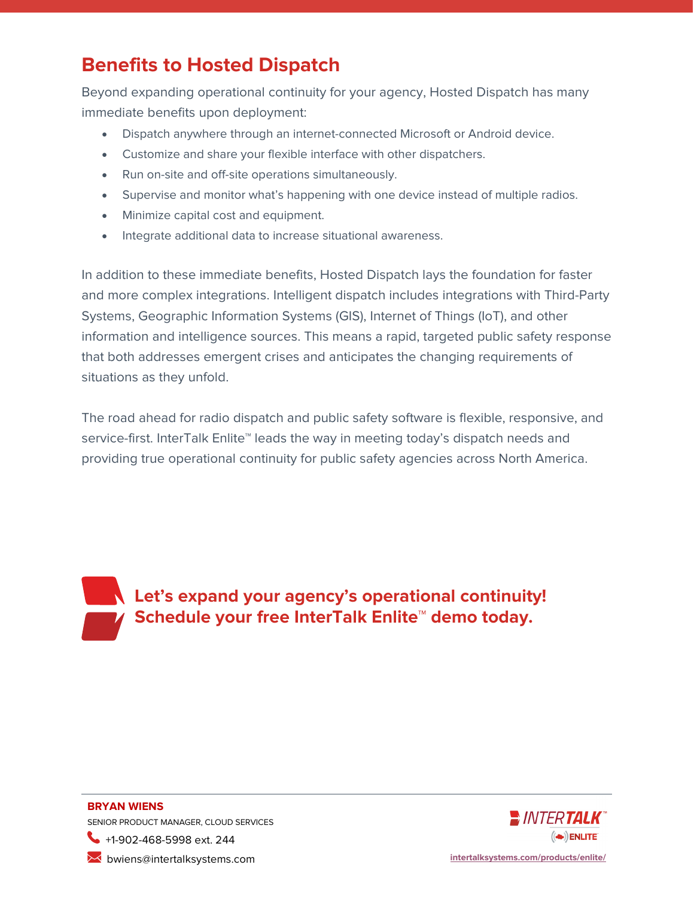## Benefits to Hosted Dispatch

Beyond expanding operational continuity for your agency, Hosted Dispatch has many immediate benefits upon deployment:

- Dispatch anywhere through an internet-connected Microsoft or Android device.
- Customize and share your flexible interface with other dispatchers.
- Run on-site and off-site operations simultaneously.
- Supervise and monitor what's happening with one device instead of multiple radios.
- Minimize capital cost and equipment.
- Integrate additional data to increase situational awareness.

In addition to these immediate benefits, Hosted Dispatch lays the foundation for faster and more complex integrations. Intelligent dispatch includes integrations with Third-Party Systems, Geographic Information Systems (GIS), Internet of Things (IoT), and other information and intelligence sources. This means a rapid, targeted public safety response that both addresses emergent crises and anticipates the changing requirements of situations as they unfold.

The road ahead for radio dispatch and public safety software is flexible, responsive, and service-first. InterTalk Enlite™ leads the way in meeting today's dispatch needs and providing true operational continuity for public safety agencies across North America.

**Let's expand your agency's operational continuity!**
**Schedule your free InterTalk Enlite™ demo today.**

**BRYAN WIENS**
SENIOR PRODUCT MANAGER, CLOUD SERVICES
+1-902-468-5998 ext. 244
bwiens@intertalksystems.com

INTERTALK™ ENLITE™
intertalksystems.com/products/enlite/